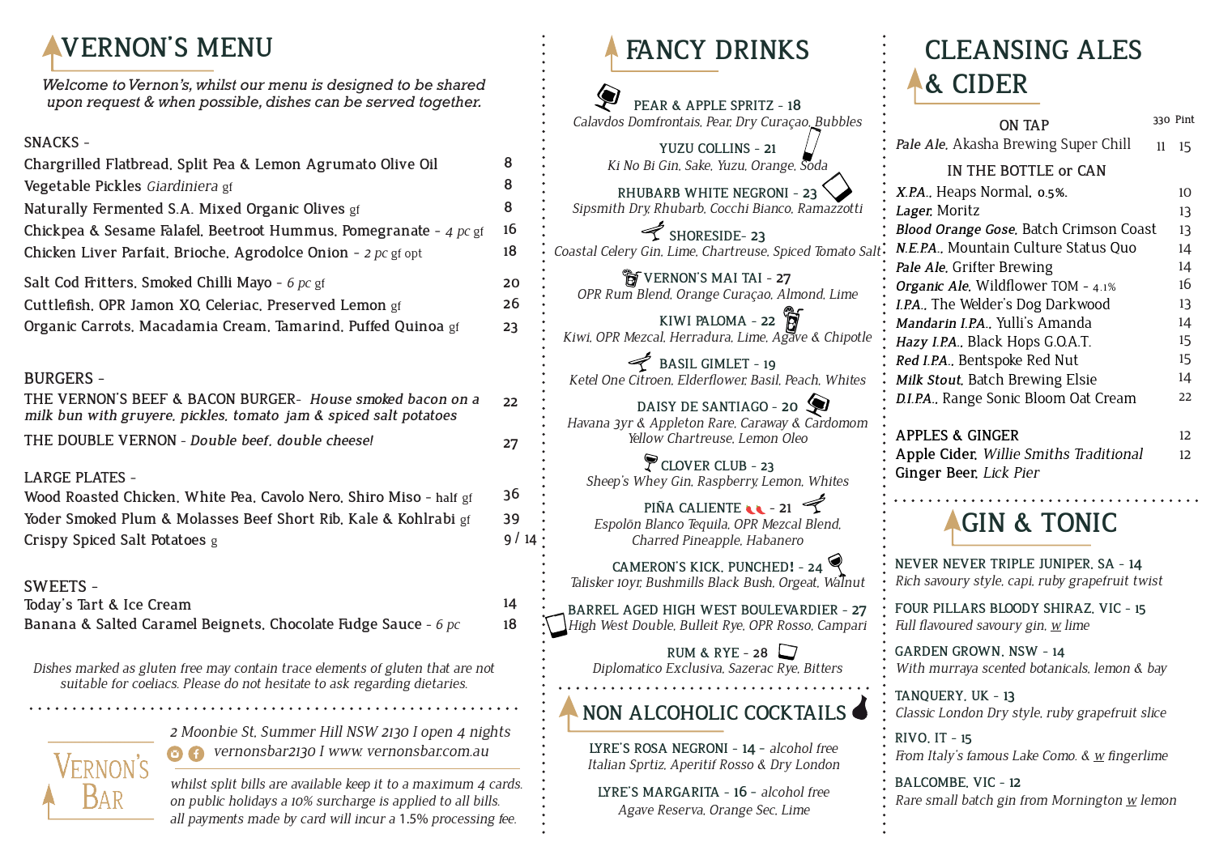# VERNON'S MENU

*Welcome to Vernon's, whilst our menu is designed to be shared upon request & when possible, dishes can be served together.*

## SNACKS -

| Item | Price |
|---|---|
| Chargrilled Flatbread, Split Pea & Lemon Agrumato Olive Oil | 8 |
| Vegetable Pickles *Giardiniera* gf | 8 |
| Naturally Fermented S.A. Mixed Organic Olives gf | 8 |
| Chickpea & Sesame Falafel, Beetroot Hummus, Pomegranate - *4 pc* gf | 16 |
| Chicken Liver Parfait, Brioche, Agrodolce Onion - *2 pc* gf opt | 18 |
| Salt Cod Fritters, Smoked Chilli Mayo - *6 pc* gf | 20 |
| Cuttlefish, OPR Jamon XO, Celeriac, Preserved Lemon gf | 26 |
| Organic Carrots, Macadamia Cream, Tamarind, Puffed Quinoa gf | 23 |

## BURGERS -

| Item | Price |
|---|---|
| THE VERNON'S BEEF & BACON BURGER- *House smoked bacon on a milk bun with gruyere, pickles, tomato jam & spiced salt potatoes* | 22 |
| THE DOUBLE VERNON - *Double beef, double cheese!* | 27 |

## LARGE PLATES -

| Item | Price |
|---|---|
| Wood Roasted Chicken, White Pea, Cavolo Nero, Shiro Miso - half gf | 36 |
| Yoder Smoked Plum & Molasses Beef Short Rib, Kale & Kohlrabi gf | 39 |
| Crispy Spiced Salt Potatoes g | 9 / 14 |

## SWEETS -

| Item | Price |
|---|---|
| Today's Tart & Ice Cream | 14 |
| Banana & Salted Caramel Beignets, Chocolate Fudge Sauce - *6 pc* | 18 |

*Dishes marked as gluten free may contain trace elements of gluten that are not suitable for coeliacs. Please do not hesitate to ask regarding dietaries.*

VERNON'S BAR

*2 Moonbie St, Summer Hill NSW 2130 I open 4 nights*

*vernonsbar2130 I www.vernonsbar.com.au*

*whilst split bills are available keep it to a maximum 4 cards.*
*on public holidays a 10% surcharge is applied to all bills.*
*all payments made by card will incur a 1.5% processing fee.*

# FANCY DRINKS

**PEAR & APPLE SPRITZ - 18**
*Calavdos Domfrontais, Pear, Dry Curaçao, Bubbles*

**YUZU COLLINS - 21**
*Ki No Bi Gin, Sake, Yuzu, Orange, Soda*

**RHUBARB WHITE NEGRONI - 23**
*Sipsmith Dry, Rhubarb, Cocchi Bianco, Ramazzotti*

**SHORESIDE- 23**
*Coastal Celery Gin, Lime, Chartreuse, Spiced Tomato Salt*

**VERNON'S MAI TAI - 27**
*OPR Rum Blend, Orange Curaçao, Almond, Lime*

**KIWI PALOMA - 22**
*Kiwi, OPR Mezcal, Herradura, Lime, Agave & Chipotle*

**BASIL GIMLET - 19**
*Ketel One Citroen, Elderflower, Basil, Peach, Whites*

**DAISY DE SANTIAGO - 20**
*Havana 3yr & Appleton Rare, Caraway & Cardomom Yellow Chartreuse, Lemon Oleo*

**CLOVER CLUB - 23**
*Sheep's Whey Gin, Raspberry, Lemon, Whites*

**PIÑA CALIENTE - 21**
*Espolōn Blanco Tequila, OPR Mezcal Blend, Charred Pineapple, Habanero*

**CAMERON'S KICK, PUNCHED! - 24**
*Talisker 10yr, Bushmills Black Bush, Orgeat, Walnut*

**BARREL AGED HIGH WEST BOULEVARDIER - 27**
*High West Double, Bulleit Rye, OPR Rosso, Campari*

**RUM & RYE - 28**
*Diplomatico Exclusiva, Sazerac Rye, Bitters*

# NON ALCOHOLIC COCKTAILS

**LYRE'S ROSA NEGRONI - 14** - *alcohol free*
*Italian Sprtiz, Aperitif Rosso & Dry London*

**LYRE'S MARGARITA - 16** - *alcohol free*
*Agave Reserva, Orange Sec, Lime*

# CLEANSING ALES & CIDER

| ON TAP | 330 | Pint |
|---|---|---|
| *Pale Ale*, Akasha Brewing Super Chill | 11 | 15 |

| IN THE BOTTLE or CAN | Price |
|---|---|
| *X.P.A.*, Heaps Normal, 0.5% | 10 |
| *Lager*, Moritz | 13 |
| *Blood Orange Gose*, Batch Crimson Coast | 13 |
| *N.E.P.A.*, Mountain Culture Status Quo | 14 |
| *Pale Ale*, Grifter Brewing | 14 |
| *Organic Ale*, Wildflower TOM - 4.1% | 16 |
| *I.P.A.*, The Welder's Dog Darkwood | 13 |
| *Mandarin I.P.A.*, Yulli's Amanda | 14 |
| *Hazy I.P.A.*, Black Hops G.O.A.T. | 15 |
| *Red I.P.A.*, Bentspoke Red Nut | 15 |
| *Milk Stout*, Batch Brewing Elsie | 14 |
| *D.I.P.A.*, Range Sonic Bloom Oat Cream | 22 |

| APPLES & GINGER | 12 |
|---|---|
| Apple Cider, *Willie Smiths Traditional* | 12 |
| Ginger Beer, *Lick Pier* | |

# GIN & TONIC

**NEVER NEVER TRIPLE JUNIPER, SA - 14**
*Rich savoury style, capi, ruby grapefruit twist*

**FOUR PILLARS BLOODY SHIRAZ, VIC - 15**
*Full flavoured savoury gin, w lime*

**GARDEN GROWN, NSW - 14**
*With murraya scented botanicals, lemon & bay*

**TANQUERY, UK - 13**
*Classic London Dry style, ruby grapefruit slice*

**RIVO, IT - 15**
*From Italy's famous Lake Como. & w fingerlime*

**BALCOMBE, VIC - 12**
*Rare small batch gin from Mornington w lemon*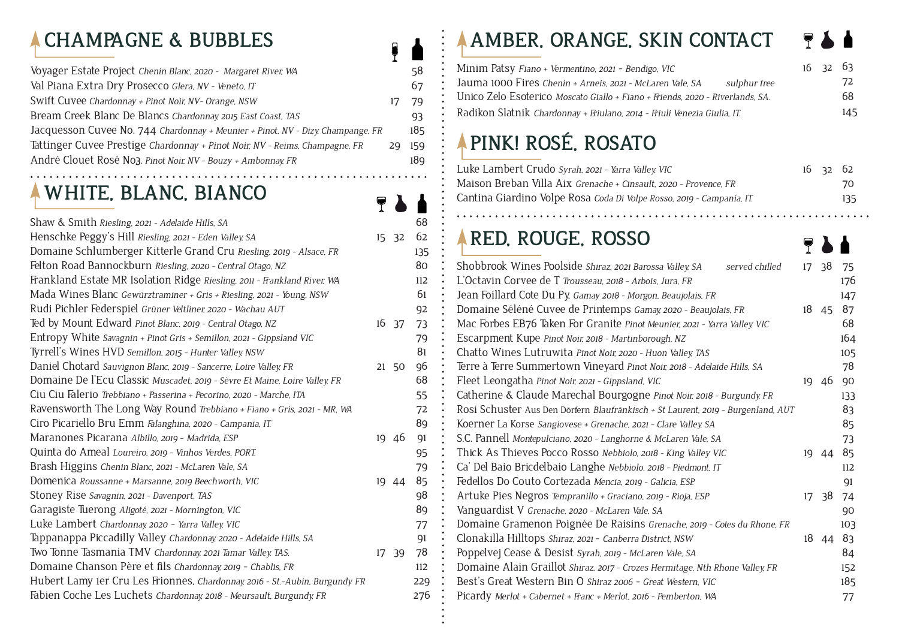## CHAMPAGNE & BUBBLES

| Wine | Glass | Bottle |
|---|---|---|
| Voyager Estate Project *Chenin Blanc, 2020 - Margaret River, WA* | | 58 |
| Val Piana Extra Dry Prosecco *Glera, NV - Veneto, IT* | | 67 |
| Swift Cuvee *Chardonnay + Pinot Noir, NV- Orange, NSW* | 17 | 79 |
| Bream Creek Blanc De Blancs *Chardonnay, 2015 East Coast, TAS* | | 93 |
| Jacquesson Cuvee No. 744 *Chardonnay + Meunier + Pinot, NV - Dizy, Champange, FR* | | 185 |
| Tattinger Cuvee Prestige *Chardonnay + Pinot Noir, NV - Reims, Champagne, FR* | 29 | 159 |
| André Clouet Rosé No3. *Pinot Noir, NV - Bouzy + Ambonnay, FR* | | 189 |

## WHITE, BLANC, BIANCO

| Wine | Glass | Carafe | Bottle |
|---|---|---|---|
| Shaw & Smith *Riesling, 2021 - Adelaide Hills, SA* | | | 68 |
| Henschke Peggy's Hill *Riesling, 2021 - Eden Valley, SA* | 15 | 32 | 62 |
| Domaine Schlumberger Kitterle Grand Cru *Riesling, 2019 - Alsace, FR* | | | 135 |
| Felton Road Bannockburn *Riesling, 2020 - Central Otago, NZ* | | | 80 |
| Frankland Estate MR Isolation Ridge *Riesling, 2011 - Frankland River, WA* | | | 112 |
| Mada Wines Blanc *Gewürztraminer + Gris + Riesling, 2021 - Young, NSW* | | | 61 |
| Rudi Pichler Federspiel *Grüner Veltliner, 2020 - Wachau AUT* | | | 92 |
| Ted by Mount Edward *Pinot Blanc, 2019 - Central Otago, NZ* | 16 | 37 | 73 |
| Entropy White *Savagnin + Pinot Gris + Semillon, 2021 - Gippsland VIC* | | | 79 |
| Tyrrell's Wines HVD *Semillon, 2015 - Hunter Valley, NSW* | | | 81 |
| Daniel Chotard *Sauvignon Blanc, 2019 - Sancerre, Loire Valley, FR* | 21 | 50 | 96 |
| Domaine De l'Ecu Classic *Muscadet, 2019 - Sèvre Et Maine, Loire Valley, FR* | | | 68 |
| Ciu Ciu Falerio *Trebbiano + Passerina + Pecorino, 2020 - Marche, ITA* | | | 55 |
| Ravensworth The Long Way Round *Trebbiano + Fiano + Gris, 2021 - MR, WA* | | | 72 |
| Ciro Picariello Bru Emm *Falanghina, 2020 - Campania, IT.* | | | 89 |
| Maranones Picarana *Albillo, 2019 - Madrida, ESP* | 19 | 46 | 91 |
| Quinta do Ameal *Loureiro, 2019 - Vinhos Verdes, PORT.* | | | 95 |
| Brash Higgins *Chenin Blanc, 2021 - McLaren Vale, SA* | | | 79 |
| Domenica *Roussanne + Marsanne, 2019 Beechworth, VIC* | 19 | 44 | 85 |
| Stoney Rise *Savagnin, 2021 - Davenport, TAS* | | | 98 |
| Garagiste Tuerong *Aligoté, 2021 - Mornington, VIC* | | | 89 |
| Luke Lambert *Chardonnay 2020 - Yarra Valley, VIC* | | | 77 |
| Tappanappa Piccadilly Valley *Chardonnay, 2020 - Adelaide Hills, SA* | | | 91 |
| Two Tonne Tasmania TMV *Chardonnay, 2021 Tamar Valley, TAS.* | 17 | 39 | 78 |
| Domaine Chanson Père et fils *Chardonnay, 2019 - Chablis, FR* | | | 112 |
| Hubert Lamy 1er Cru Les Frionnes, *Chardonnay, 2016 - St.-Aubin, Burgundy FR* | | | 229 |
| Fabien Coche Les Luchets *Chardonnay, 2018 - Meursault, Burgundy, FR* | | | 276 |

## AMBER, ORANGE, SKIN CONTACT

| Wine | Glass | Carafe | Bottle |
|---|---|---|---|
| Minim Patsy *Fiano + Vermentino, 2021 - Bendigo, VIC* | 16 | 32 | 63 |
| Jauma 1000 Fires *Chenin + Arneis, 2021 - McLaren Vale, SA* *sulphur free* | | | 72 |
| Unico Zelo Esoterico *Moscato Giallo + Fiano + Friends, 2020 - Riverlands, SA.* | | | 68 |
| Radikon Slatnik *Chardonnay + Friulano, 2014 - Friuli Venezia Giulia, IT.* | | | 145 |

## PINK! ROSÉ, ROSATO

| Wine | Glass | Carafe | Bottle |
|---|---|---|---|
| Luke Lambert Crudo *Syrah, 2021 - Yarra Valley, VIC* | 16 | 32 | 62 |
| Maison Breban Villa Aix *Grenache + Cinsault, 2020 - Provence, FR* | | | 70 |
| Cantina Giardino Volpe Rosa *Coda Di Volpe Rosso, 2019 - Campania, IT.* | | | 135 |

## RED, ROUGE, ROSSO

| Wine | Glass | Carafe | Bottle |
|---|---|---|---|
| Shobbrook Wines Poolside *Shiraz, 2021 Barossa Valley, SA* *served chilled* | 17 | 38 | 75 |
| L'Octavin Corvee de T *Trousseau, 2018 - Arbois, Jura, FR* | | | 176 |
| Jean Foillard Cote Du Py, *Gamay 2018 - Morgon, Beaujolais, FR* | | | 147 |
| Domaine Séléné Cuvee de Printemps *Gamay, 2020 - Beaujolais, FR* | 18 | 45 | 87 |
| Mac Forbes EB76 Taken For Granite *Pinot Meunier, 2021 - Yarra Valley, VIC* | | | 68 |
| Escarpment Kupe *Pinot Noir, 2018 - Martinborough, NZ* | | | 164 |
| Chatto Wines Lutruwita *Pinot Noir, 2020 - Huon Valley, TAS* | | | 105 |
| Terre à Terre Summertown Vineyard *Pinot Noir, 2018 - Adelaide Hills, SA* | | | 78 |
| Fleet Leongatha *Pinot Noir, 2021 - Gippsland, VIC* | 19 | 46 | 90 |
| Catherine & Claude Marechal Bourgogne *Pinot Noir, 2018 - Burgundy, FR* | | | 133 |
| Rosi Schuster Aus Den Dörfern *Blaufränkisch + St Laurent, 2019 - Burgenland, AUT* | | | 83 |
| Koerner La Korse *Sangiovese + Grenache, 2021 - Clare Valley, SA* | | | 85 |
| S.C. Pannell *Montepulciano, 2020 - Langhorne & McLaren Vale, SA* | | | 73 |
| Thick As Thieves Pocco Rosso *Nebbiolo, 2018 - King Valley VIC* | 19 | 44 | 85 |
| Ca' Del Baio Bricdelbaio Langhe *Nebbiolo, 2018 - Piedmont, IT* | | | 112 |
| Fedellos Do Couto Cortezada *Mencia, 2019 - Galicia, ESP* | | | 91 |
| Artuke Pies Negros *Tempranillo + Graciano, 2019 - Rioja, ESP* | 17 | 38 | 74 |
| Vanguardist V *Grenache, 2020 - McLaren Vale, SA* | | | 90 |
| Domaine Gramenon Poignée De Raisins *Grenache, 2019 - Cotes du Rhone, FR* | | | 103 |
| Clonakilla Hilltops *Shiraz, 2021 - Canberra District, NSW* | 18 | 44 | 83 |
| Poppelvej Cease & Desist *Syrah, 2019 - McLaren Vale, SA* | | | 84 |
| Domaine Alain Graillot *Shiraz, 2017 - Crozes Hermitage, Nth Rhone Valley, FR* | | | 152 |
| Best's Great Western Bin O *Shiraz 2006 - Great Western, VIC* | | | 185 |
| Picardy *Merlot + Cabernet + Franc + Merlot, 2016 - Pemberton, WA* | | | 77 |